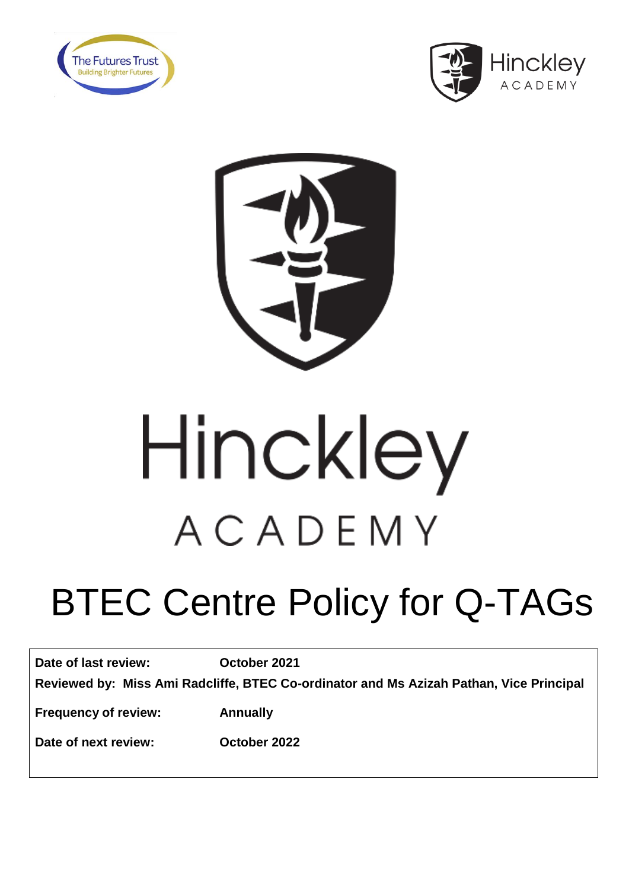The Futures Trust
Building Brighter Futures

Hinckley ACADEMY

# Hinckley ACADEMY

# BTEC Centre Policy for Q-TAGs

| **Date of last review:** | **October 2021** |
|---|---|
| **Reviewed by: Miss Ami Radcliffe, BTEC Co-ordinator and Ms Azizah Pathan, Vice Principal** | |
| **Frequency of review:** | **Annually** |
| **Date of next review:** | **October 2022** |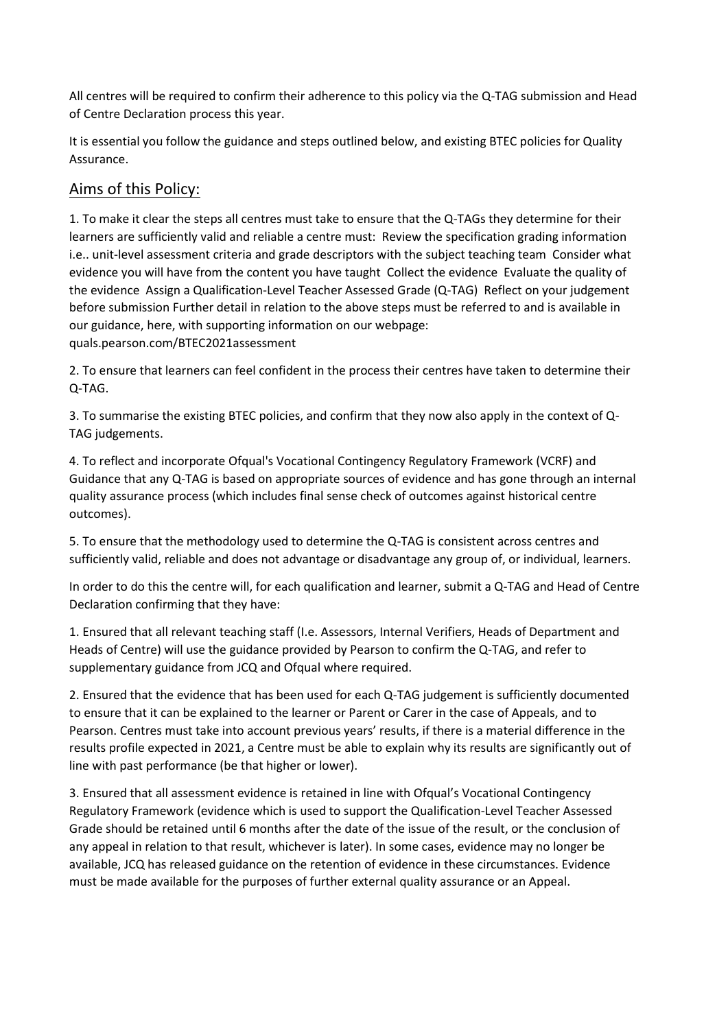All centres will be required to confirm their adherence to this policy via the Q-TAG submission and Head of Centre Declaration process this year.

It is essential you follow the guidance and steps outlined below, and existing BTEC policies for Quality Assurance.

## Aims of this Policy:

1. To make it clear the steps all centres must take to ensure that the Q-TAGs they determine for their learners are sufficiently valid and reliable a centre must:  Review the specification grading information i.e.. unit-level assessment criteria and grade descriptors with the subject teaching team  Consider what evidence you will have from the content you have taught  Collect the evidence  Evaluate the quality of the evidence  Assign a Qualification-Level Teacher Assessed Grade (Q-TAG)  Reflect on your judgement before submission Further detail in relation to the above steps must be referred to and is available in our guidance, here, with supporting information on our webpage: quals.pearson.com/BTEC2021assessment

2. To ensure that learners can feel confident in the process their centres have taken to determine their Q-TAG.

3. To summarise the existing BTEC policies, and confirm that they now also apply in the context of Q-TAG judgements.

4. To reflect and incorporate Ofqual's Vocational Contingency Regulatory Framework (VCRF) and Guidance that any Q-TAG is based on appropriate sources of evidence and has gone through an internal quality assurance process (which includes final sense check of outcomes against historical centre outcomes).

5. To ensure that the methodology used to determine the Q-TAG is consistent across centres and sufficiently valid, reliable and does not advantage or disadvantage any group of, or individual, learners.

In order to do this the centre will, for each qualification and learner, submit a Q-TAG and Head of Centre Declaration confirming that they have:

1. Ensured that all relevant teaching staff (I.e. Assessors, Internal Verifiers, Heads of Department and Heads of Centre) will use the guidance provided by Pearson to confirm the Q-TAG, and refer to supplementary guidance from JCQ and Ofqual where required.

2. Ensured that the evidence that has been used for each Q-TAG judgement is sufficiently documented to ensure that it can be explained to the learner or Parent or Carer in the case of Appeals, and to Pearson. Centres must take into account previous years' results, if there is a material difference in the results profile expected in 2021, a Centre must be able to explain why its results are significantly out of line with past performance (be that higher or lower).

3. Ensured that all assessment evidence is retained in line with Ofqual's Vocational Contingency Regulatory Framework (evidence which is used to support the Qualification-Level Teacher Assessed Grade should be retained until 6 months after the date of the issue of the result, or the conclusion of any appeal in relation to that result, whichever is later). In some cases, evidence may no longer be available, JCQ has released guidance on the retention of evidence in these circumstances. Evidence must be made available for the purposes of further external quality assurance or an Appeal.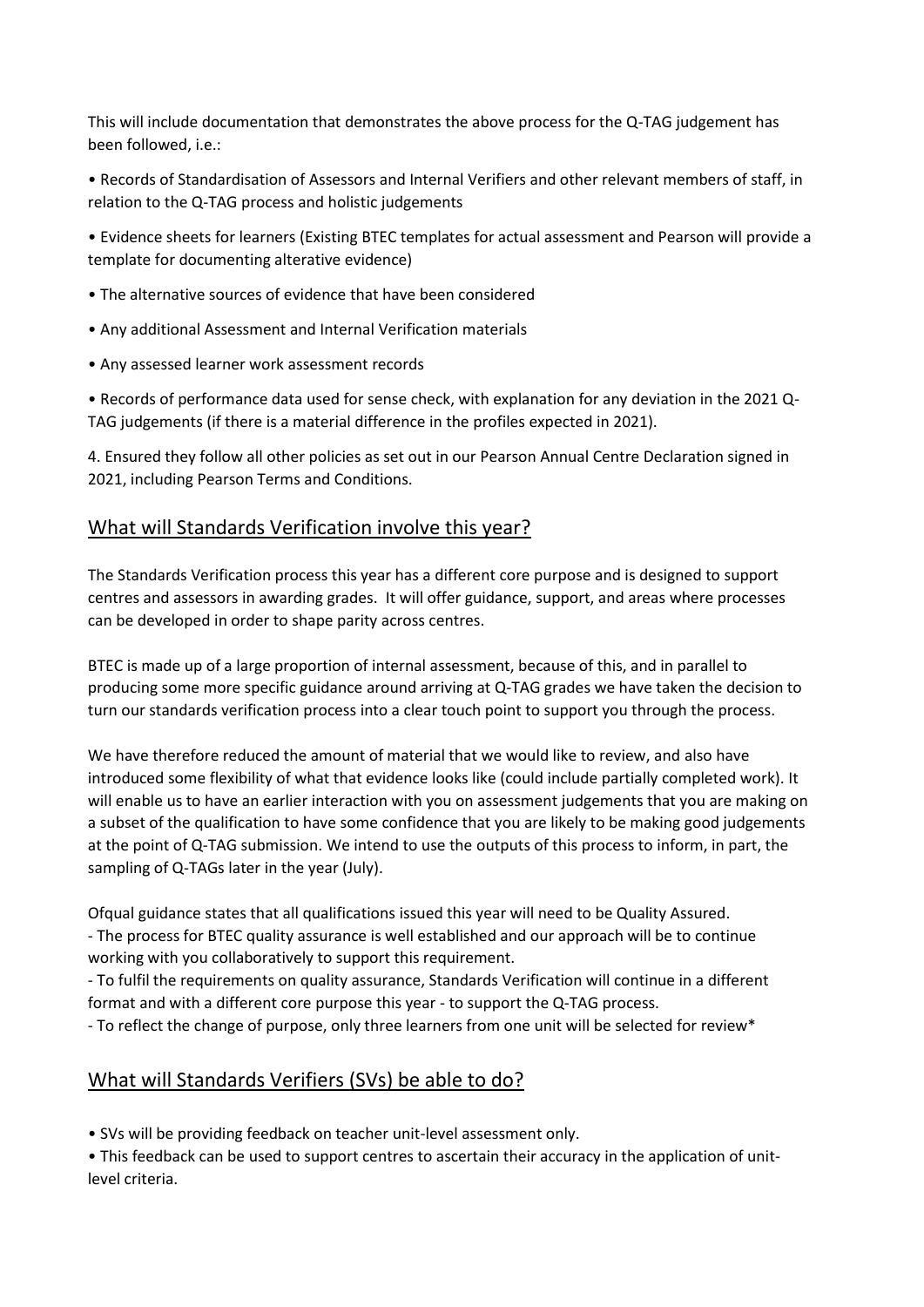This will include documentation that demonstrates the above process for the Q-TAG judgement has been followed, i.e.:

- Records of Standardisation of Assessors and Internal Verifiers and other relevant members of staff, in relation to the Q-TAG process and holistic judgements
- Evidence sheets for learners (Existing BTEC templates for actual assessment and Pearson will provide a template for documenting alterative evidence)
- The alternative sources of evidence that have been considered
- Any additional Assessment and Internal Verification materials
- Any assessed learner work assessment records
- Records of performance data used for sense check, with explanation for any deviation in the 2021 Q-TAG judgements (if there is a material difference in the profiles expected in 2021).

4. Ensured they follow all other policies as set out in our Pearson Annual Centre Declaration signed in 2021, including Pearson Terms and Conditions.

## What will Standards Verification involve this year?

The Standards Verification process this year has a different core purpose and is designed to support centres and assessors in awarding grades. It will offer guidance, support, and areas where processes can be developed in order to shape parity across centres.

BTEC is made up of a large proportion of internal assessment, because of this, and in parallel to producing some more specific guidance around arriving at Q-TAG grades we have taken the decision to turn our standards verification process into a clear touch point to support you through the process.

We have therefore reduced the amount of material that we would like to review, and also have introduced some flexibility of what that evidence looks like (could include partially completed work). It will enable us to have an earlier interaction with you on assessment judgements that you are making on a subset of the qualification to have some confidence that you are likely to be making good judgements at the point of Q-TAG submission. We intend to use the outputs of this process to inform, in part, the sampling of Q-TAGs later in the year (July).

Ofqual guidance states that all qualifications issued this year will need to be Quality Assured.
- The process for BTEC quality assurance is well established and our approach will be to continue working with you collaboratively to support this requirement.
- To fulfil the requirements on quality assurance, Standards Verification will continue in a different format and with a different core purpose this year - to support the Q-TAG process.
- To reflect the change of purpose, only three learners from one unit will be selected for review*

## What will Standards Verifiers (SVs) be able to do?

- SVs will be providing feedback on teacher unit-level assessment only.
- This feedback can be used to support centres to ascertain their accuracy in the application of unit-level criteria.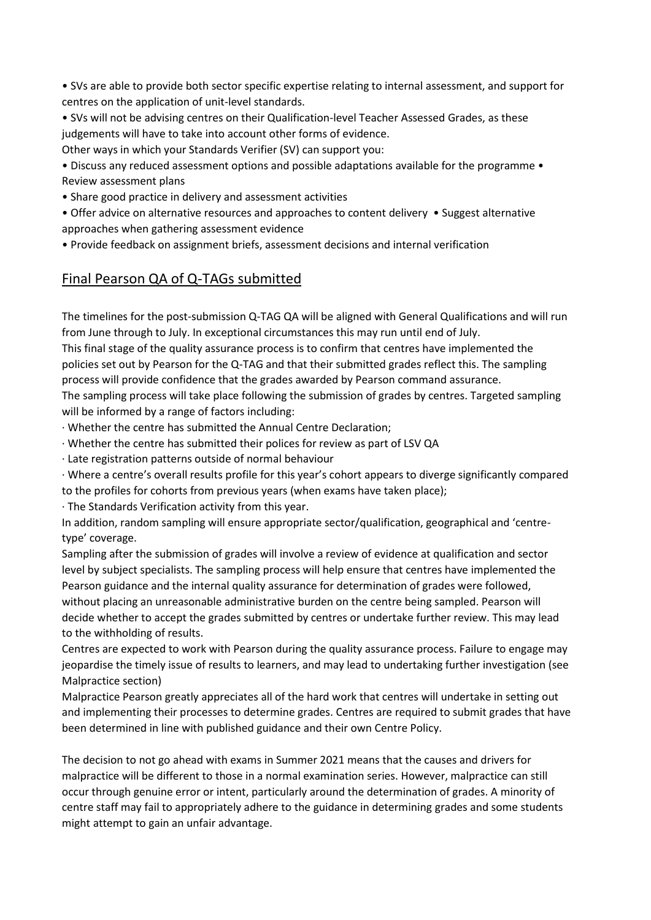- SVs are able to provide both sector specific expertise relating to internal assessment, and support for centres on the application of unit-level standards.
- SVs will not be advising centres on their Qualification-level Teacher Assessed Grades, as these judgements will have to take into account other forms of evidence.

Other ways in which your Standards Verifier (SV) can support you:

- Discuss any reduced assessment options and possible adaptations available for the programme • Review assessment plans
- Share good practice in delivery and assessment activities
- Offer advice on alternative resources and approaches to content delivery • Suggest alternative approaches when gathering assessment evidence
- Provide feedback on assignment briefs, assessment decisions and internal verification

## Final Pearson QA of Q-TAGs submitted

The timelines for the post-submission Q-TAG QA will be aligned with General Qualifications and will run from June through to July. In exceptional circumstances this may run until end of July.

This final stage of the quality assurance process is to confirm that centres have implemented the policies set out by Pearson for the Q-TAG and that their submitted grades reflect this. The sampling process will provide confidence that the grades awarded by Pearson command assurance.

The sampling process will take place following the submission of grades by centres. Targeted sampling will be informed by a range of factors including:

· Whether the centre has submitted the Annual Centre Declaration;

· Whether the centre has submitted their polices for review as part of LSV QA

· Late registration patterns outside of normal behaviour

· Where a centre's overall results profile for this year's cohort appears to diverge significantly compared to the profiles for cohorts from previous years (when exams have taken place);

· The Standards Verification activity from this year.

In addition, random sampling will ensure appropriate sector/qualification, geographical and 'centre-type' coverage.

Sampling after the submission of grades will involve a review of evidence at qualification and sector level by subject specialists. The sampling process will help ensure that centres have implemented the Pearson guidance and the internal quality assurance for determination of grades were followed, without placing an unreasonable administrative burden on the centre being sampled. Pearson will decide whether to accept the grades submitted by centres or undertake further review. This may lead to the withholding of results.

Centres are expected to work with Pearson during the quality assurance process. Failure to engage may jeopardise the timely issue of results to learners, and may lead to undertaking further investigation (see Malpractice section)

Malpractice Pearson greatly appreciates all of the hard work that centres will undertake in setting out and implementing their processes to determine grades. Centres are required to submit grades that have been determined in line with published guidance and their own Centre Policy.

The decision to not go ahead with exams in Summer 2021 means that the causes and drivers for malpractice will be different to those in a normal examination series. However, malpractice can still occur through genuine error or intent, particularly around the determination of grades. A minority of centre staff may fail to appropriately adhere to the guidance in determining grades and some students might attempt to gain an unfair advantage.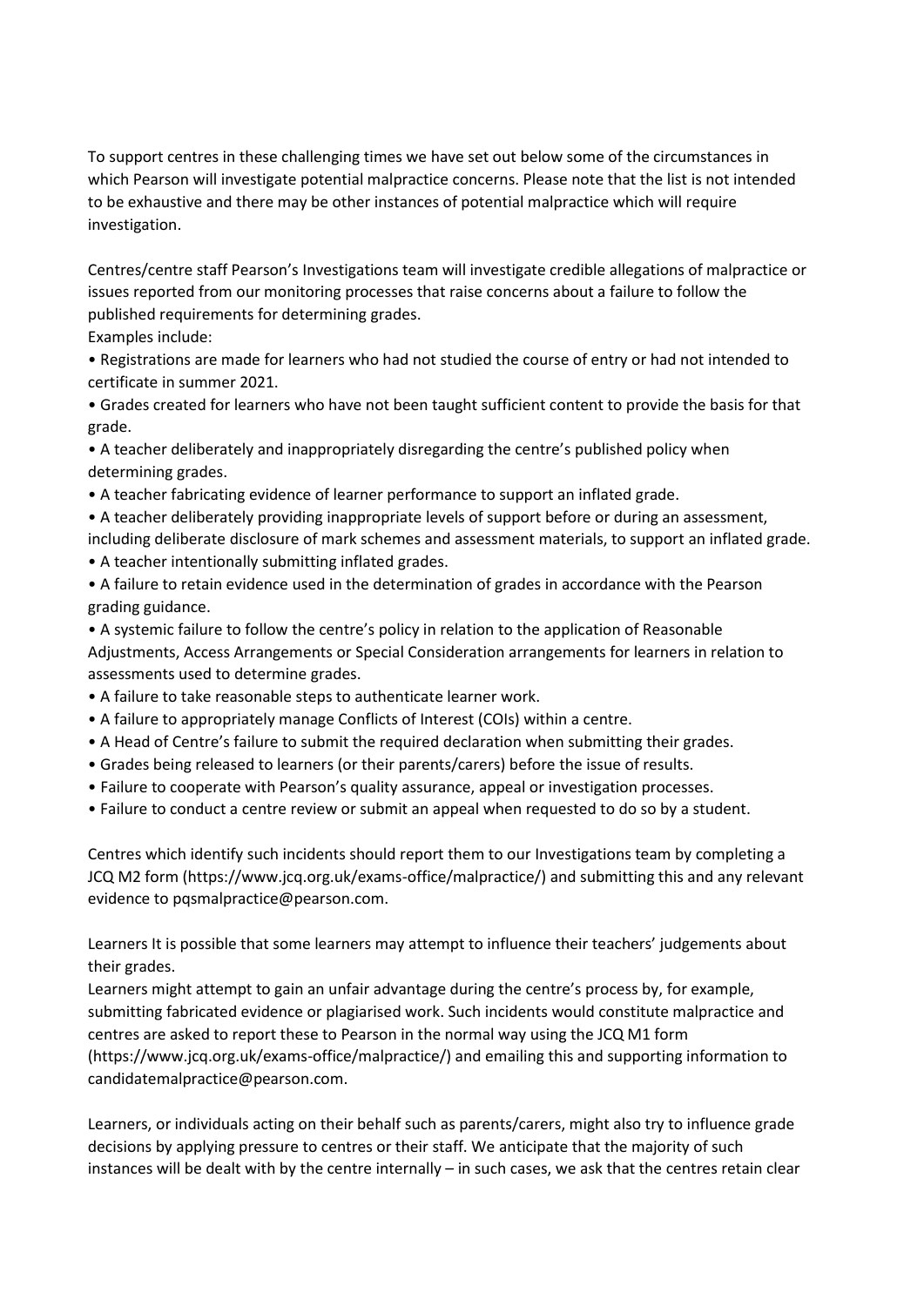To support centres in these challenging times we have set out below some of the circumstances in which Pearson will investigate potential malpractice concerns. Please note that the list is not intended to be exhaustive and there may be other instances of potential malpractice which will require investigation.

Centres/centre staff Pearson's Investigations team will investigate credible allegations of malpractice or issues reported from our monitoring processes that raise concerns about a failure to follow the published requirements for determining grades.

Examples include:

- Registrations are made for learners who had not studied the course of entry or had not intended to certificate in summer 2021.
- Grades created for learners who have not been taught sufficient content to provide the basis for that grade.
- A teacher deliberately and inappropriately disregarding the centre's published policy when determining grades.
- A teacher fabricating evidence of learner performance to support an inflated grade.
- A teacher deliberately providing inappropriate levels of support before or during an assessment, including deliberate disclosure of mark schemes and assessment materials, to support an inflated grade.
- A teacher intentionally submitting inflated grades.
- A failure to retain evidence used in the determination of grades in accordance with the Pearson grading guidance.
- A systemic failure to follow the centre's policy in relation to the application of Reasonable Adjustments, Access Arrangements or Special Consideration arrangements for learners in relation to assessments used to determine grades.
- A failure to take reasonable steps to authenticate learner work.
- A failure to appropriately manage Conflicts of Interest (COIs) within a centre.
- A Head of Centre's failure to submit the required declaration when submitting their grades.
- Grades being released to learners (or their parents/carers) before the issue of results.
- Failure to cooperate with Pearson's quality assurance, appeal or investigation processes.
- Failure to conduct a centre review or submit an appeal when requested to do so by a student.

Centres which identify such incidents should report them to our Investigations team by completing a JCQ M2 form (https://www.jcq.org.uk/exams-office/malpractice/) and submitting this and any relevant evidence to pqsmalpractice@pearson.com.

Learners It is possible that some learners may attempt to influence their teachers' judgements about their grades.

Learners might attempt to gain an unfair advantage during the centre's process by, for example, submitting fabricated evidence or plagiarised work. Such incidents would constitute malpractice and centres are asked to report these to Pearson in the normal way using the JCQ M1 form (https://www.jcq.org.uk/exams-office/malpractice/) and emailing this and supporting information to candidatemalpractice@pearson.com.

Learners, or individuals acting on their behalf such as parents/carers, might also try to influence grade decisions by applying pressure to centres or their staff. We anticipate that the majority of such instances will be dealt with by the centre internally – in such cases, we ask that the centres retain clear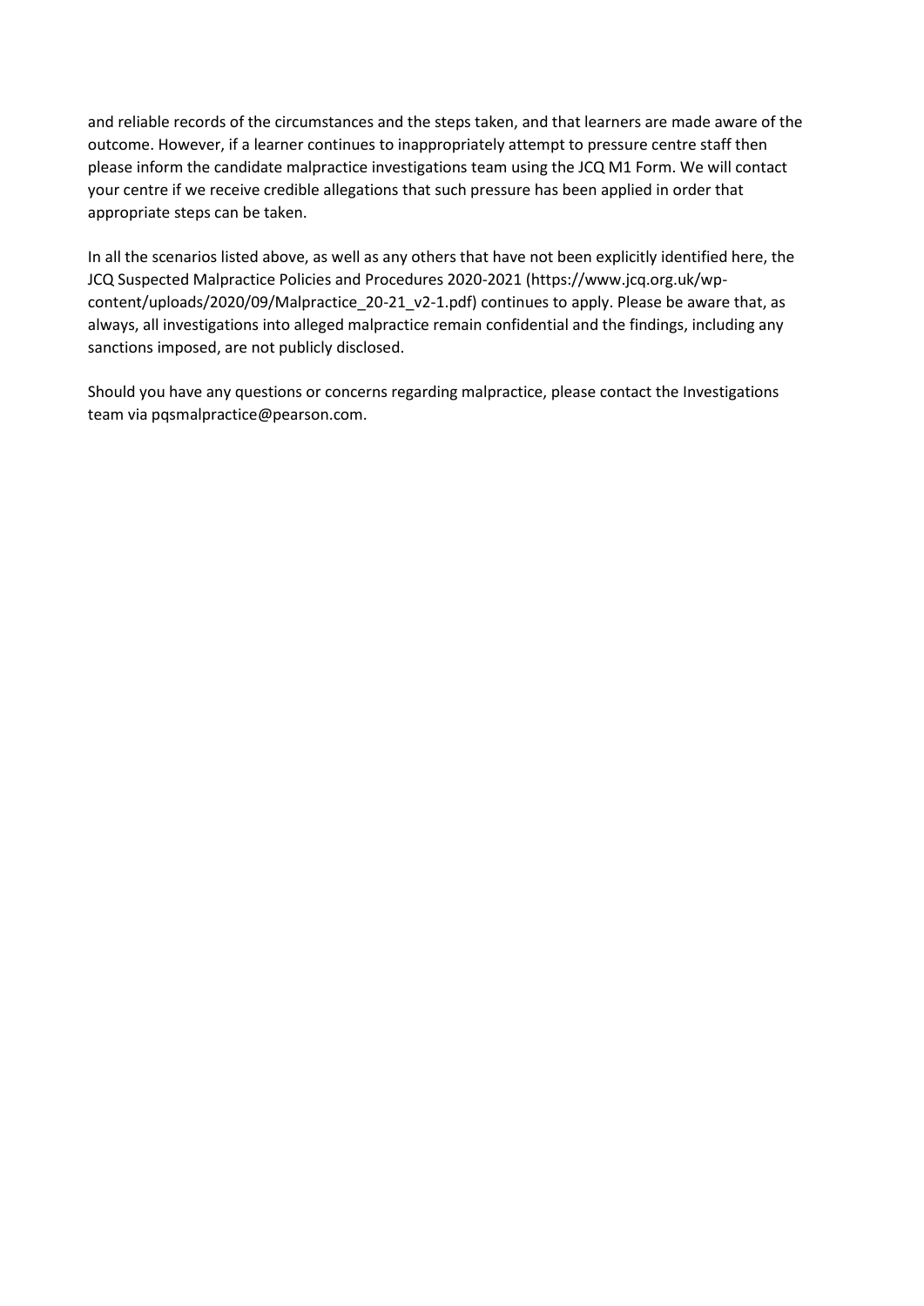and reliable records of the circumstances and the steps taken, and that learners are made aware of the outcome. However, if a learner continues to inappropriately attempt to pressure centre staff then please inform the candidate malpractice investigations team using the JCQ M1 Form. We will contact your centre if we receive credible allegations that such pressure has been applied in order that appropriate steps can be taken.

In all the scenarios listed above, as well as any others that have not been explicitly identified here, the JCQ Suspected Malpractice Policies and Procedures 2020-2021 (https://www.jcq.org.uk/wp-content/uploads/2020/09/Malpractice_20-21_v2-1.pdf) continues to apply. Please be aware that, as always, all investigations into alleged malpractice remain confidential and the findings, including any sanctions imposed, are not publicly disclosed.

Should you have any questions or concerns regarding malpractice, please contact the Investigations team via pqsmalpractice@pearson.com.